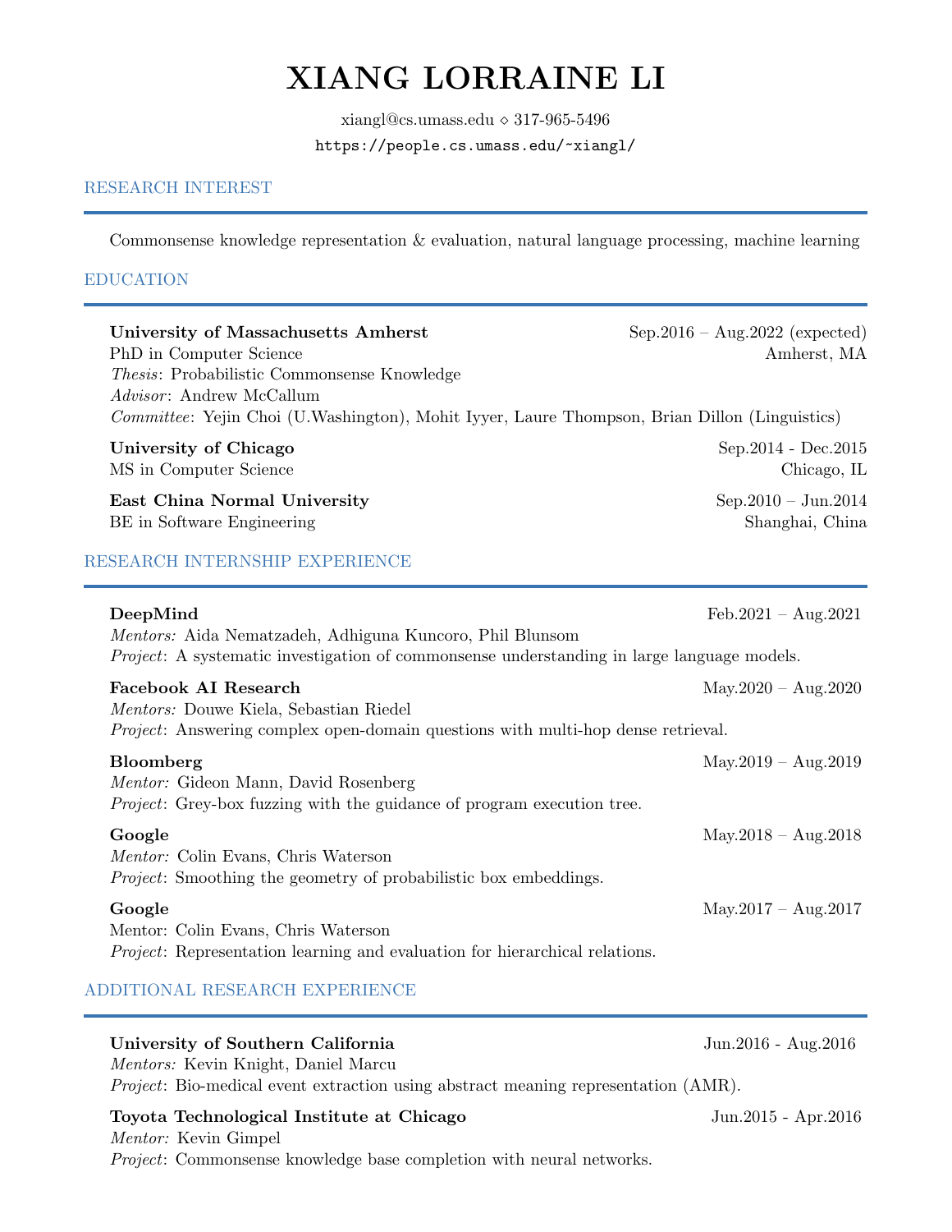# XIANG LORRAINE LI

xiangl@cs.umass.edu ⋄ 317-965-5496

https://people.cs.umass.edu/~xiangl/

## RESEARCH INTEREST

Commonsense knowledge representation & evaluation, natural language processing, machine learning

## EDUCATION

**University of Massachusetts Amherst** — Sep.2016 – Aug.2022 (expected)
PhD in Computer Science — Amherst, MA
*Thesis*: Probabilistic Commonsense Knowledge
*Advisor*: Andrew McCallum
*Committee*: Yejin Choi (U.Washington), Mohit Iyyer, Laure Thompson, Brian Dillon (Linguistics)

**University of Chicago** — Sep.2014 - Dec.2015
MS in Computer Science — Chicago, IL

**East China Normal University** — Sep.2010 – Jun.2014
BE in Software Engineering — Shanghai, China

## RESEARCH INTERNSHIP EXPERIENCE

**DeepMind** — Feb.2021 – Aug.2021
*Mentors:* Aida Nematzadeh, Adhiguna Kuncoro, Phil Blunsom
*Project*: A systematic investigation of commonsense understanding in large language models.

**Facebook AI Research** — May.2020 – Aug.2020
*Mentors:* Douwe Kiela, Sebastian Riedel
*Project*: Answering complex open-domain questions with multi-hop dense retrieval.

**Bloomberg** — May.2019 – Aug.2019
*Mentor:* Gideon Mann, David Rosenberg
*Project*: Grey-box fuzzing with the guidance of program execution tree.

**Google** — May.2018 – Aug.2018
*Mentor:* Colin Evans, Chris Waterson
*Project*: Smoothing the geometry of probabilistic box embeddings.

**Google** — May.2017 – Aug.2017
Mentor: Colin Evans, Chris Waterson
*Project*: Representation learning and evaluation for hierarchical relations.

## ADDITIONAL RESEARCH EXPERIENCE

**University of Southern California** — Jun.2016 - Aug.2016
*Mentors:* Kevin Knight, Daniel Marcu
*Project*: Bio-medical event extraction using abstract meaning representation (AMR).

**Toyota Technological Institute at Chicago** — Jun.2015 - Apr.2016
*Mentor:* Kevin Gimpel
*Project*: Commonsense knowledge base completion with neural networks.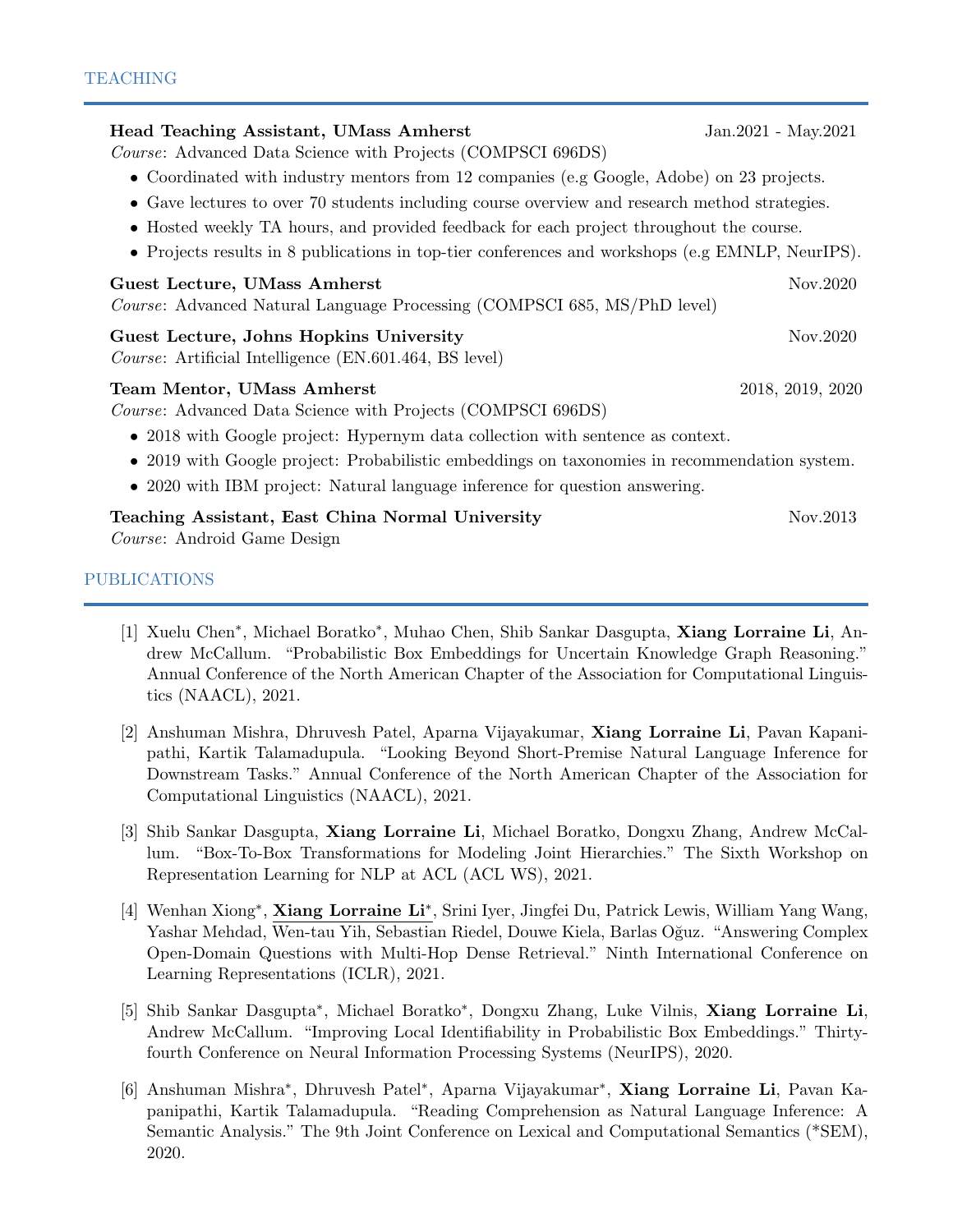## TEACHING

**Head Teaching Assistant, UMass Amherst** Jan.2021 - May.2021
*Course*: Advanced Data Science with Projects (COMPSCI 696DS)

- Coordinated with industry mentors from 12 companies (e.g Google, Adobe) on 23 projects.
- Gave lectures to over 70 students including course overview and research method strategies.
- Hosted weekly TA hours, and provided feedback for each project throughout the course.
- Projects results in 8 publications in top-tier conferences and workshops (e.g EMNLP, NeurIPS).

**Guest Lecture, UMass Amherst** Nov.2020
*Course*: Advanced Natural Language Processing (COMPSCI 685, MS/PhD level)

**Guest Lecture, Johns Hopkins University** Nov.2020
*Course*: Artificial Intelligence (EN.601.464, BS level)

**Team Mentor, UMass Amherst** 2018, 2019, 2020
*Course*: Advanced Data Science with Projects (COMPSCI 696DS)

- 2018 with Google project: Hypernym data collection with sentence as context.
- 2019 with Google project: Probabilistic embeddings on taxonomies in recommendation system.
- 2020 with IBM project: Natural language inference for question answering.

**Teaching Assistant, East China Normal University** Nov.2013
*Course*: Android Game Design

## PUBLICATIONS

[1] Xuelu Chen*, Michael Boratko*, Muhao Chen, Shib Sankar Dasgupta, **Xiang Lorraine Li**, Andrew McCallum. "Probabilistic Box Embeddings for Uncertain Knowledge Graph Reasoning." Annual Conference of the North American Chapter of the Association for Computational Linguistics (NAACL), 2021.

[2] Anshuman Mishra, Dhruvesh Patel, Aparna Vijayakumar, **Xiang Lorraine Li**, Pavan Kapanipathi, Kartik Talamadupula. "Looking Beyond Short-Premise Natural Language Inference for Downstream Tasks." Annual Conference of the North American Chapter of the Association for Computational Linguistics (NAACL), 2021.

[3] Shib Sankar Dasgupta, **Xiang Lorraine Li**, Michael Boratko, Dongxu Zhang, Andrew McCallum. "Box-To-Box Transformations for Modeling Joint Hierarchies." The Sixth Workshop on Representation Learning for NLP at ACL (ACL WS), 2021.

[4] Wenhan Xiong*, **Xiang Lorraine Li***, Srini Iyer, Jingfei Du, Patrick Lewis, William Yang Wang, Yashar Mehdad, Wen-tau Yih, Sebastian Riedel, Douwe Kiela, Barlas Oğuz. "Answering Complex Open-Domain Questions with Multi-Hop Dense Retrieval." Ninth International Conference on Learning Representations (ICLR), 2021.

[5] Shib Sankar Dasgupta*, Michael Boratko*, Dongxu Zhang, Luke Vilnis, **Xiang Lorraine Li**, Andrew McCallum. "Improving Local Identifiability in Probabilistic Box Embeddings." Thirty-fourth Conference on Neural Information Processing Systems (NeurIPS), 2020.

[6] Anshuman Mishra*, Dhruvesh Patel*, Aparna Vijayakumar*, **Xiang Lorraine Li**, Pavan Kapanipathi, Kartik Talamadupula. "Reading Comprehension as Natural Language Inference: A Semantic Analysis." The 9th Joint Conference on Lexical and Computational Semantics (*SEM), 2020.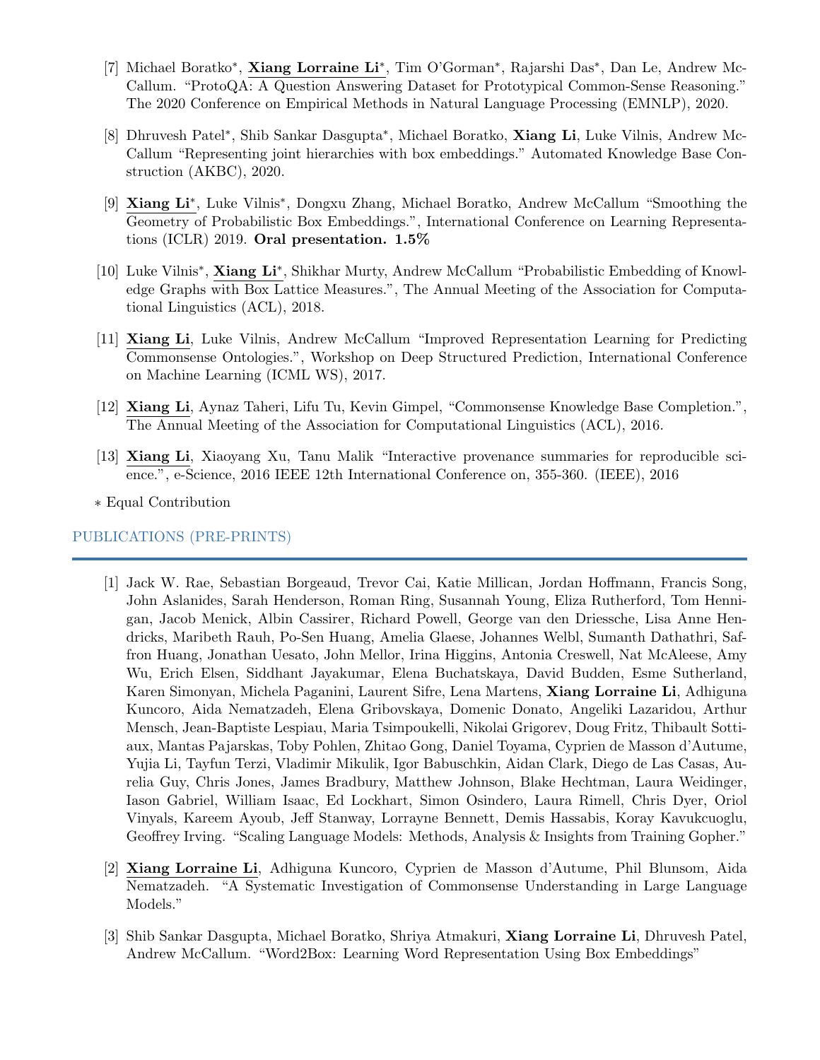[7] Michael Boratko*, **Xiang Lorraine Li***, Tim O'Gorman*, Rajarshi Das*, Dan Le, Andrew McCallum. "ProtoQA: A Question Answering Dataset for Prototypical Common-Sense Reasoning." The 2020 Conference on Empirical Methods in Natural Language Processing (EMNLP), 2020.

[8] Dhruvesh Patel*, Shib Sankar Dasgupta*, Michael Boratko, **Xiang Li**, Luke Vilnis, Andrew McCallum "Representing joint hierarchies with box embeddings." Automated Knowledge Base Construction (AKBC), 2020.

[9] **Xiang Li***, Luke Vilnis*, Dongxu Zhang, Michael Boratko, Andrew McCallum "Smoothing the Geometry of Probabilistic Box Embeddings.", International Conference on Learning Representations (ICLR) 2019. **Oral presentation. 1.5%**

[10] Luke Vilnis*, **Xiang Li***, Shikhar Murty, Andrew McCallum "Probabilistic Embedding of Knowledge Graphs with Box Lattice Measures.", The Annual Meeting of the Association for Computational Linguistics (ACL), 2018.

[11] **Xiang Li**, Luke Vilnis, Andrew McCallum "Improved Representation Learning for Predicting Commonsense Ontologies.", Workshop on Deep Structured Prediction, International Conference on Machine Learning (ICML WS), 2017.

[12] **Xiang Li**, Aynaz Taheri, Lifu Tu, Kevin Gimpel, "Commonsense Knowledge Base Completion.", The Annual Meeting of the Association for Computational Linguistics (ACL), 2016.

[13] **Xiang Li**, Xiaoyang Xu, Tanu Malik "Interactive provenance summaries for reproducible science.", e-Science, 2016 IEEE 12th International Conference on, 355-360. (IEEE), 2016

* Equal Contribution

## PUBLICATIONS (PRE-PRINTS)

[1] Jack W. Rae, Sebastian Borgeaud, Trevor Cai, Katie Millican, Jordan Hoffmann, Francis Song, John Aslanides, Sarah Henderson, Roman Ring, Susannah Young, Eliza Rutherford, Tom Hennigan, Jacob Menick, Albin Cassirer, Richard Powell, George van den Driessche, Lisa Anne Hendricks, Maribeth Rauh, Po-Sen Huang, Amelia Glaese, Johannes Welbl, Sumanth Dathathri, Saffron Huang, Jonathan Uesato, John Mellor, Irina Higgins, Antonia Creswell, Nat McAleese, Amy Wu, Erich Elsen, Siddhant Jayakumar, Elena Buchatskaya, David Budden, Esme Sutherland, Karen Simonyan, Michela Paganini, Laurent Sifre, Lena Martens, **Xiang Lorraine Li**, Adhiguna Kuncoro, Aida Nematzadeh, Elena Gribovskaya, Domenic Donato, Angeliki Lazaridou, Arthur Mensch, Jean-Baptiste Lespiau, Maria Tsimpoukelli, Nikolai Grigorev, Doug Fritz, Thibault Sottiaux, Mantas Pajarskas, Toby Pohlen, Zhitao Gong, Daniel Toyama, Cyprien de Masson d'Autume, Yujia Li, Tayfun Terzi, Vladimir Mikulik, Igor Babuschkin, Aidan Clark, Diego de Las Casas, Aurelia Guy, Chris Jones, James Bradbury, Matthew Johnson, Blake Hechtman, Laura Weidinger, Iason Gabriel, William Isaac, Ed Lockhart, Simon Osindero, Laura Rimell, Chris Dyer, Oriol Vinyals, Kareem Ayoub, Jeff Stanway, Lorrayne Bennett, Demis Hassabis, Koray Kavukcuoglu, Geoffrey Irving. "Scaling Language Models: Methods, Analysis & Insights from Training Gopher."

[2] **Xiang Lorraine Li**, Adhiguna Kuncoro, Cyprien de Masson d'Autume, Phil Blunsom, Aida Nematzadeh. "A Systematic Investigation of Commonsense Understanding in Large Language Models."

[3] Shib Sankar Dasgupta, Michael Boratko, Shriya Atmakuri, **Xiang Lorraine Li**, Dhruvesh Patel, Andrew McCallum. "Word2Box: Learning Word Representation Using Box Embeddings"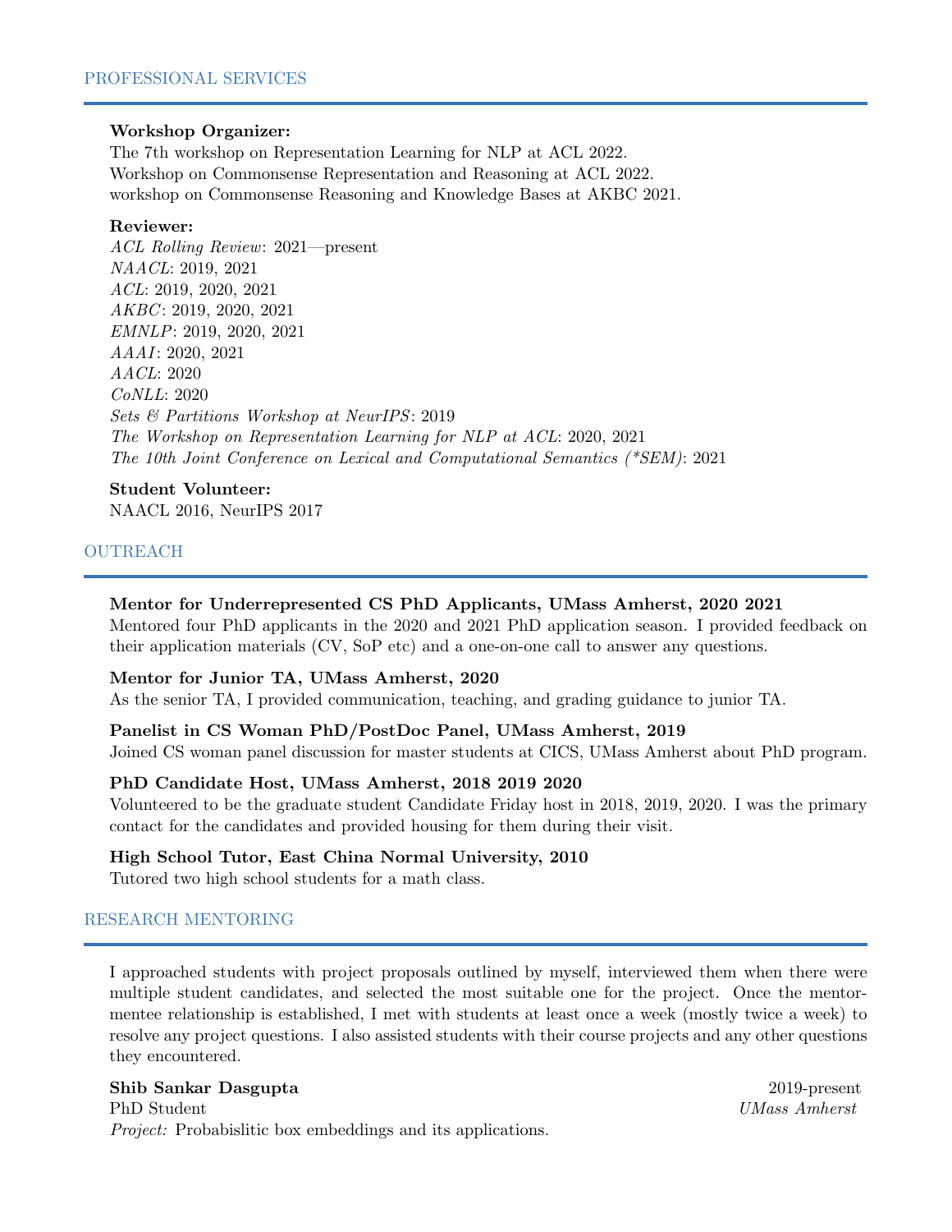## PROFESSIONAL SERVICES

**Workshop Organizer:**
The 7th workshop on Representation Learning for NLP at ACL 2022.
Workshop on Commonsense Representation and Reasoning at ACL 2022.
workshop on Commonsense Reasoning and Knowledge Bases at AKBC 2021.

**Reviewer:**
*ACL Rolling Review*: 2021—present
*NAACL*: 2019, 2021
*ACL*: 2019, 2020, 2021
*AKBC*: 2019, 2020, 2021
*EMNLP*: 2019, 2020, 2021
*AAAI*: 2020, 2021
*AACL*: 2020
*CoNLL*: 2020
*Sets & Partitions Workshop at NeurIPS*: 2019
*The Workshop on Representation Learning for NLP at ACL*: 2020, 2021
*The 10th Joint Conference on Lexical and Computational Semantics (*SEM)*: 2021

**Student Volunteer:**
NAACL 2016, NeurIPS 2017

## OUTREACH

**Mentor for Underrepresented CS PhD Applicants, UMass Amherst, 2020 2021**
Mentored four PhD applicants in the 2020 and 2021 PhD application season. I provided feedback on their application materials (CV, SoP etc) and a one-on-one call to answer any questions.

**Mentor for Junior TA, UMass Amherst, 2020**
As the senior TA, I provided communication, teaching, and grading guidance to junior TA.

**Panelist in CS Woman PhD/PostDoc Panel, UMass Amherst, 2019**
Joined CS woman panel discussion for master students at CICS, UMass Amherst about PhD program.

**PhD Candidate Host, UMass Amherst, 2018 2019 2020**
Volunteered to be the graduate student Candidate Friday host in 2018, 2019, 2020. I was the primary contact for the candidates and provided housing for them during their visit.

**High School Tutor, East China Normal University, 2010**
Tutored two high school students for a math class.

## RESEARCH MENTORING

I approached students with project proposals outlined by myself, interviewed them when there were multiple student candidates, and selected the most suitable one for the project. Once the mentor-mentee relationship is established, I met with students at least once a week (mostly twice a week) to resolve any project questions. I also assisted students with their course projects and any other questions they encountered.

**Shib Sankar Dasgupta** — 2019-present
PhD Student — *UMass Amherst*
*Project:* Probabislitic box embeddings and its applications.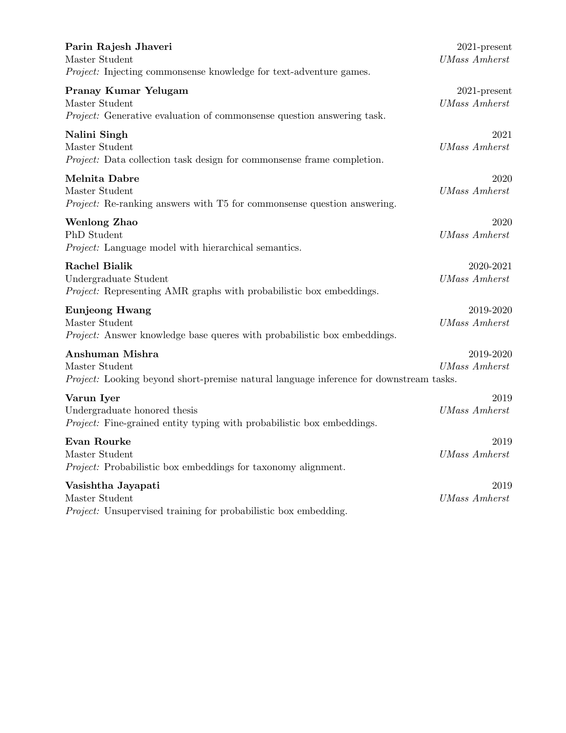**Parin Rajesh Jhaveri** 2021-present
Master Student *UMass Amherst*
*Project:* Injecting commonsense knowledge for text-adventure games.

**Pranay Kumar Yelugam** 2021-present
Master Student *UMass Amherst*
*Project:* Generative evaluation of commonsense question answering task.

**Nalini Singh** 2021
Master Student *UMass Amherst*
*Project:* Data collection task design for commonsense frame completion.

**Melnita Dabre** 2020
Master Student *UMass Amherst*
*Project:* Re-ranking answers with T5 for commonsense question answering.

**Wenlong Zhao** 2020
PhD Student *UMass Amherst*
*Project:* Language model with hierarchical semantics.

**Rachel Bialik** 2020-2021
Undergraduate Student *UMass Amherst*
*Project:* Representing AMR graphs with probabilistic box embeddings.

**Eunjeong Hwang** 2019-2020
Master Student *UMass Amherst*
*Project:* Answer knowledge base queres with probabilistic box embeddings.

**Anshuman Mishra** 2019-2020
Master Student *UMass Amherst*
*Project:* Looking beyond short-premise natural language inference for downstream tasks.

**Varun Iyer** 2019
Undergraduate honored thesis *UMass Amherst*
*Project:* Fine-grained entity typing with probabilistic box embeddings.

**Evan Rourke** 2019
Master Student *UMass Amherst*
*Project:* Probabilistic box embeddings for taxonomy alignment.

**Vasishtha Jayapati** 2019
Master Student *UMass Amherst*
*Project:* Unsupervised training for probabilistic box embedding.